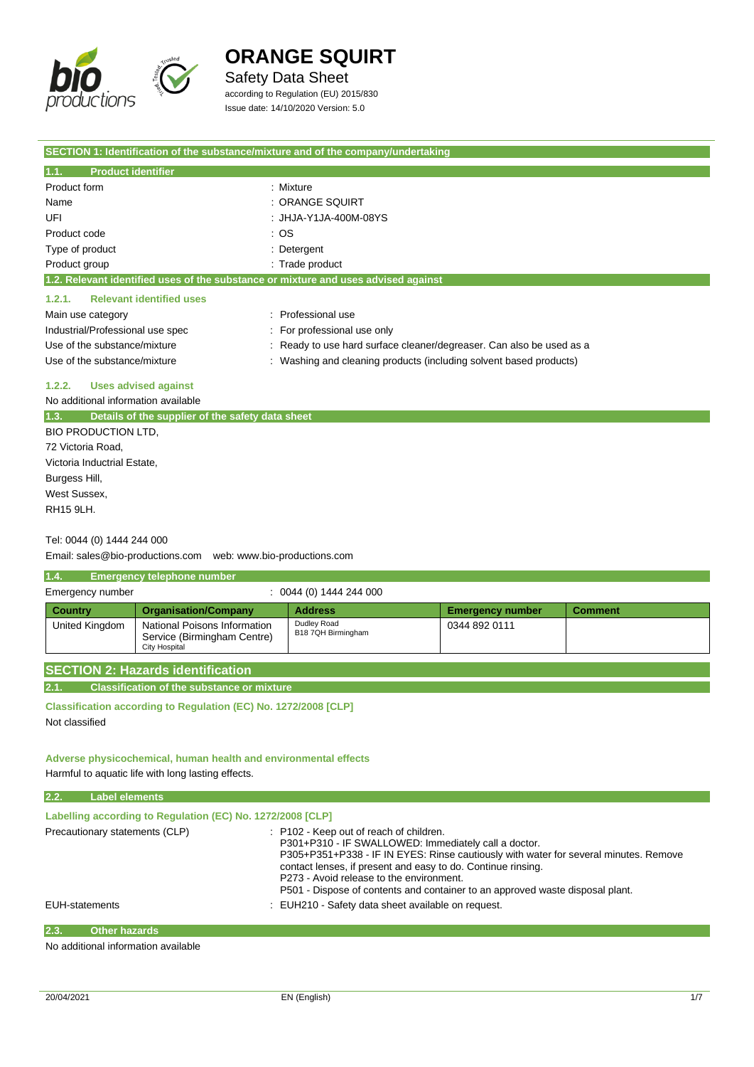# ORANGE SQUIRT

Safety Data Sheet

according to Regulation (EU) 2015/830

Issue date: 14/10/2020 Version: 5.0

## SECTION 1: Identification of the substance/mixture and of the company/undertaking

### 1.1. Product identifier

| | |
|---|---|
| Product form | : Mixture |
| Name | : ORANGE SQUIRT |
| UFI | : JHJA-Y1JA-400M-08YS |
| Product code | : OS |
| Type of product | : Detergent |
| Product group | : Trade product |

### 1.2. Relevant identified uses of the substance or mixture and uses advised against

#### 1.2.1. Relevant identified uses

| | |
|---|---|
| Main use category | : Professional use |
| Industrial/Professional use spec | : For professional use only |
| Use of the substance/mixture | : Ready to use hard surface cleaner/degreaser. Can also be used as a |
| Use of the substance/mixture | : Washing and cleaning products (including solvent based products) |

#### 1.2.2. Uses advised against

No additional information available

### 1.3. Details of the supplier of the safety data sheet

BIO PRODUCTION LTD,
72 Victoria Road,
Victoria Inductrial Estate,
Burgess Hill,
West Sussex,
RH15 9LH.

Tel: 0044 (0) 1444 244 000

Email: sales@bio-productions.com web: www.bio-productions.com

### 1.4. Emergency telephone number

Emergency number : 0044 (0) 1444 244 000

| Country | Organisation/Company | Address | Emergency number | Comment |
|---|---|---|---|---|
| United Kingdom | National Poisons Information Service (Birmingham Centre) City Hospital | Dudley Road B18 7QH Birmingham | 0344 892 0111 | |

## SECTION 2: Hazards identification

### 2.1. Classification of the substance or mixture

**Classification according to Regulation (EC) No. 1272/2008 [CLP]**

Not classified

**Adverse physicochemical, human health and environmental effects**

Harmful to aquatic life with long lasting effects.

### 2.2. Label elements

**Labelling according to Regulation (EC) No. 1272/2008 [CLP]**

Precautionary statements (CLP) :
- P102 - Keep out of reach of children.
- P301+P310 - IF SWALLOWED: Immediately call a doctor.
- P305+P351+P338 - IF IN EYES: Rinse cautiously with water for several minutes. Remove contact lenses, if present and easy to do. Continue rinsing.
- P273 - Avoid release to the environment.
- P501 - Dispose of contents and container to an approved waste disposal plant.

EUH-statements : EUH210 - Safety data sheet available on request.

### 2.3. Other hazards

No additional information available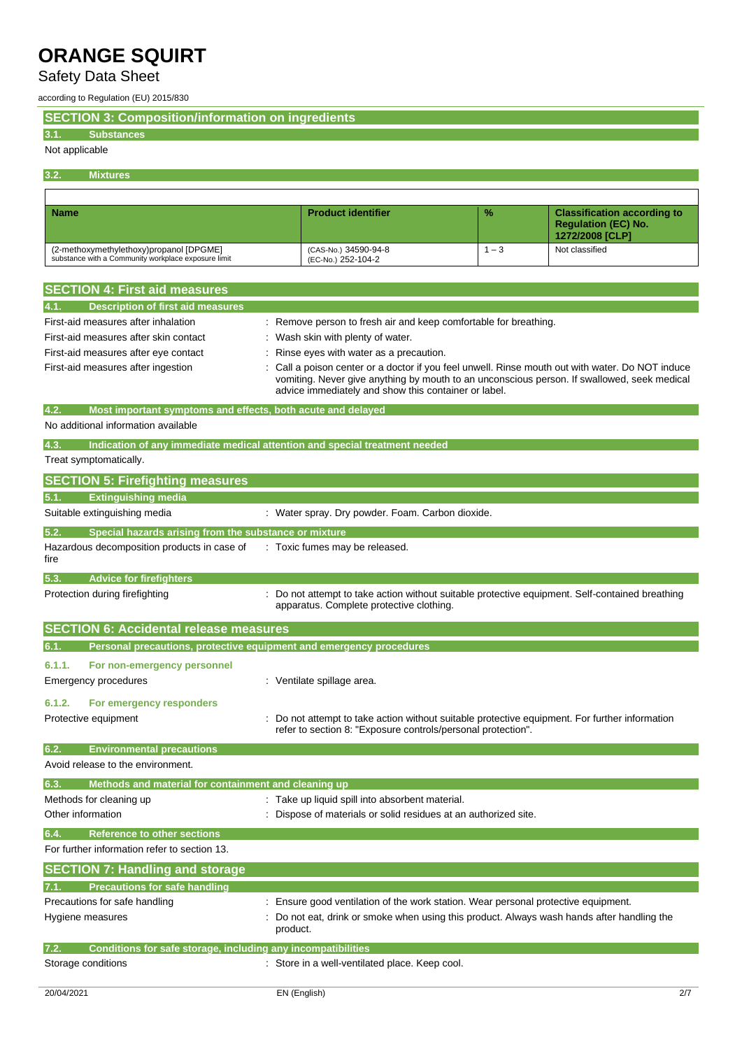# ORANGE SQUIRT

Safety Data Sheet

according to Regulation (EU) 2015/830

## SECTION 3: Composition/information on ingredients

### 3.1. Substances

Not applicable

### 3.2. Mixtures

| Name | Product identifier | % | Classification according to Regulation (EC) No. 1272/2008 [CLP] |
|---|---|---|---|
| (2-methoxymethylethoxy)propanol [DPGME] substance with a Community workplace exposure limit | (CAS-No.) 34590-94-8 (EC-No.) 252-104-2 | 1 – 3 | Not classified |

## SECTION 4: First aid measures

### 4.1. Description of first aid measures

First-aid measures after inhalation : Remove person to fresh air and keep comfortable for breathing.

First-aid measures after skin contact : Wash skin with plenty of water.

First-aid measures after eye contact : Rinse eyes with water as a precaution.

First-aid measures after ingestion : Call a poison center or a doctor if you feel unwell. Rinse mouth out with water. Do NOT induce vomiting. Never give anything by mouth to an unconscious person. If swallowed, seek medical advice immediately and show this container or label.

### 4.2. Most important symptoms and effects, both acute and delayed

No additional information available

### 4.3. Indication of any immediate medical attention and special treatment needed

Treat symptomatically.

## SECTION 5: Firefighting measures

### 5.1. Extinguishing media

Suitable extinguishing media : Water spray. Dry powder. Foam. Carbon dioxide.

### 5.2. Special hazards arising from the substance or mixture

Hazardous decomposition products in case of fire : Toxic fumes may be released.

### 5.3. Advice for firefighters

Protection during firefighting : Do not attempt to take action without suitable protective equipment. Self-contained breathing apparatus. Complete protective clothing.

## SECTION 6: Accidental release measures

### 6.1. Personal precautions, protective equipment and emergency procedures

#### 6.1.1. For non-emergency personnel

Emergency procedures : Ventilate spillage area.

#### 6.1.2. For emergency responders

Protective equipment : Do not attempt to take action without suitable protective equipment. For further information refer to section 8: "Exposure controls/personal protection".

### 6.2. Environmental precautions

Avoid release to the environment.

### 6.3. Methods and material for containment and cleaning up

Methods for cleaning up : Take up liquid spill into absorbent material.

Other information : Dispose of materials or solid residues at an authorized site.

### 6.4. Reference to other sections

For further information refer to section 13.

## SECTION 7: Handling and storage

### 7.1. Precautions for safe handling

Precautions for safe handling : Ensure good ventilation of the work station. Wear personal protective equipment.

Hygiene measures : Do not eat, drink or smoke when using this product. Always wash hands after handling the product.

### 7.2. Conditions for safe storage, including any incompatibilities

Storage conditions : Store in a well-ventilated place. Keep cool.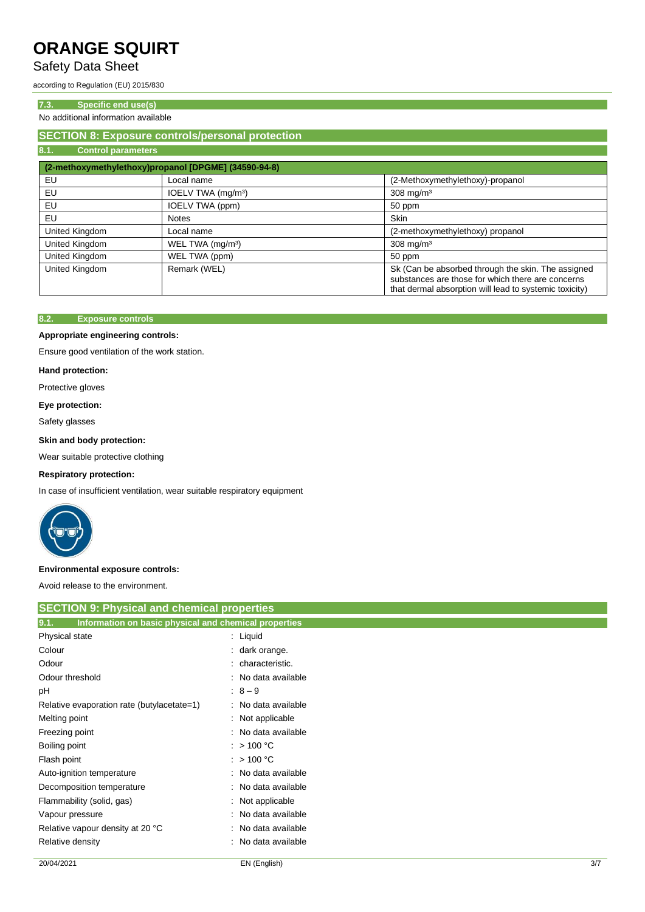### 7.3. Specific end use(s)

No additional information available

## SECTION 8: Exposure controls/personal protection

### 8.1. Control parameters

| (2-methoxymethylethoxy)propanol [DPGME] (34590-94-8) | | |
|---|---|---|
| EU | Local name | (2-Methoxymethylethoxy)-propanol |
| EU | IOELV TWA (mg/m³) | 308 mg/m³ |
| EU | IOELV TWA (ppm) | 50 ppm |
| EU | Notes | Skin |
| United Kingdom | Local name | (2-methoxymethylethoxy) propanol |
| United Kingdom | WEL TWA (mg/m³) | 308 mg/m³ |
| United Kingdom | WEL TWA (ppm) | 50 ppm |
| United Kingdom | Remark (WEL) | Sk (Can be absorbed through the skin. The assigned substances are those for which there are concerns that dermal absorption will lead to systemic toxicity) |

### 8.2. Exposure controls

**Appropriate engineering controls:**

Ensure good ventilation of the work station.

**Hand protection:**

Protective gloves

**Eye protection:**

Safety glasses

**Skin and body protection:**

Wear suitable protective clothing

**Respiratory protection:**

In case of insufficient ventilation, wear suitable respiratory equipment

**Environmental exposure controls:**

Avoid release to the environment.

## SECTION 9: Physical and chemical properties

### 9.1. Information on basic physical and chemical properties

| | |
|---|---|
| Physical state | : Liquid |
| Colour | : dark orange. |
| Odour | : characteristic. |
| Odour threshold | : No data available |
| pH | : 8 – 9 |
| Relative evaporation rate (butylacetate=1) | : No data available |
| Melting point | : Not applicable |
| Freezing point | : No data available |
| Boiling point | : > 100 °C |
| Flash point | : > 100 °C |
| Auto-ignition temperature | : No data available |
| Decomposition temperature | : No data available |
| Flammability (solid, gas) | : Not applicable |
| Vapour pressure | : No data available |
| Relative vapour density at 20 °C | : No data available |
| Relative density | : No data available |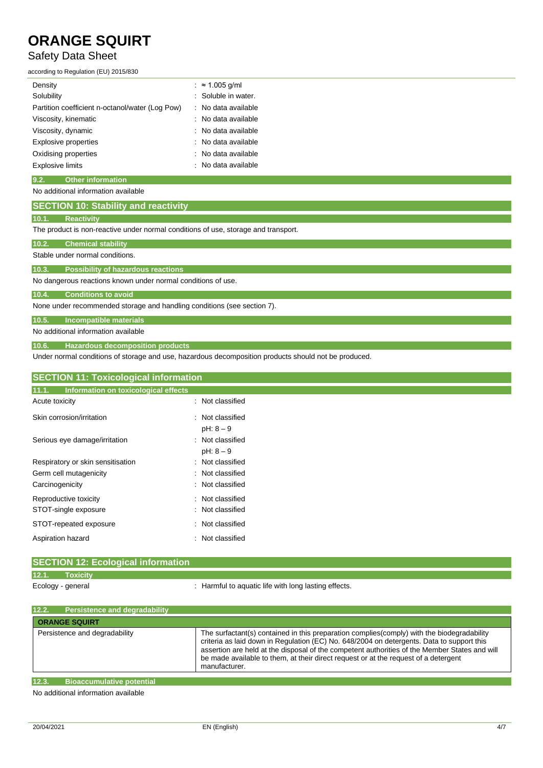| | |
|---|---|
| Density | : ≈ 1.005 g/ml |
| Solubility | : Soluble in water. |
| Partition coefficient n-octanol/water (Log Pow) | : No data available |
| Viscosity, kinematic | : No data available |
| Viscosity, dynamic | : No data available |
| Explosive properties | : No data available |
| Oxidising properties | : No data available |
| Explosive limits | : No data available |

### 9.2. Other information

No additional information available

## SECTION 10: Stability and reactivity

### 10.1. Reactivity

The product is non-reactive under normal conditions of use, storage and transport.

### 10.2. Chemical stability

Stable under normal conditions.

### 10.3. Possibility of hazardous reactions

No dangerous reactions known under normal conditions of use.

### 10.4. Conditions to avoid

None under recommended storage and handling conditions (see section 7).

### 10.5. Incompatible materials

No additional information available

### 10.6. Hazardous decomposition products

Under normal conditions of storage and use, hazardous decomposition products should not be produced.

## SECTION 11: Toxicological information

### 11.1. Information on toxicological effects

| | |
|---|---|
| Acute toxicity | : Not classified |
| Skin corrosion/irritation | : Not classified<br>pH: 8 – 9 |
| Serious eye damage/irritation | : Not classified<br>pH: 8 – 9 |
| Respiratory or skin sensitisation | : Not classified |
| Germ cell mutagenicity | : Not classified |
| Carcinogenicity | : Not classified |
| Reproductive toxicity | : Not classified |
| STOT-single exposure | : Not classified |
| STOT-repeated exposure | : Not classified |
| Aspiration hazard | : Not classified |

## SECTION 12: Ecological information

### 12.1. Toxicity

| | |
|---|---|
| Ecology - general | : Harmful to aquatic life with long lasting effects. |

### 12.2. Persistence and degradability

| ORANGE SQUIRT | |
|---|---|
| Persistence and degradability | The surfactant(s) contained in this preparation complies(comply) with the biodegradability criteria as laid down in Regulation (EC) No. 648/2004 on detergents. Data to support this assertion are held at the disposal of the competent authorities of the Member States and will be made available to them, at their direct request or at the request of a detergent manufacturer. |

### 12.3. Bioaccumulative potential

No additional information available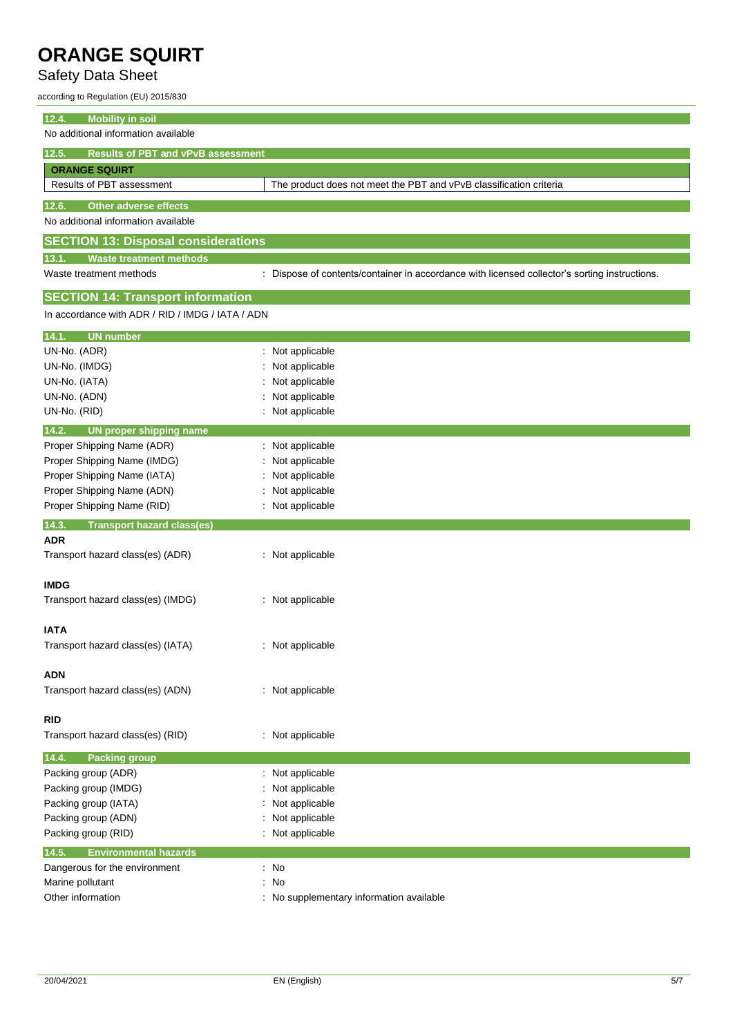### 12.4. Mobility in soil

No additional information available

### 12.5. Results of PBT and vPvB assessment

| ORANGE SQUIRT | |
|---|---|
| Results of PBT assessment | The product does not meet the PBT and vPvB classification criteria |

### 12.6. Other adverse effects

No additional information available

## SECTION 13: Disposal considerations

### 13.1. Waste treatment methods

Waste treatment methods : Dispose of contents/container in accordance with licensed collector's sorting instructions.

## SECTION 14: Transport information

In accordance with ADR / RID / IMDG / IATA / ADN

### 14.1. UN number

UN-No. (ADR) : Not applicable
UN-No. (IMDG) : Not applicable
UN-No. (IATA) : Not applicable
UN-No. (ADN) : Not applicable
UN-No. (RID) : Not applicable

### 14.2. UN proper shipping name

Proper Shipping Name (ADR) : Not applicable
Proper Shipping Name (IMDG) : Not applicable
Proper Shipping Name (IATA) : Not applicable
Proper Shipping Name (ADN) : Not applicable
Proper Shipping Name (RID) : Not applicable

### 14.3. Transport hazard class(es)

**ADR**

Transport hazard class(es) (ADR) : Not applicable

**IMDG**

Transport hazard class(es) (IMDG) : Not applicable

**IATA**

Transport hazard class(es) (IATA) : Not applicable

**ADN**

Transport hazard class(es) (ADN) : Not applicable

**RID**

Transport hazard class(es) (RID) : Not applicable

### 14.4. Packing group

Packing group (ADR) : Not applicable
Packing group (IMDG) : Not applicable
Packing group (IATA) : Not applicable
Packing group (ADN) : Not applicable
Packing group (RID) : Not applicable

### 14.5. Environmental hazards

Dangerous for the environment : No
Marine pollutant : No
Other information : No supplementary information available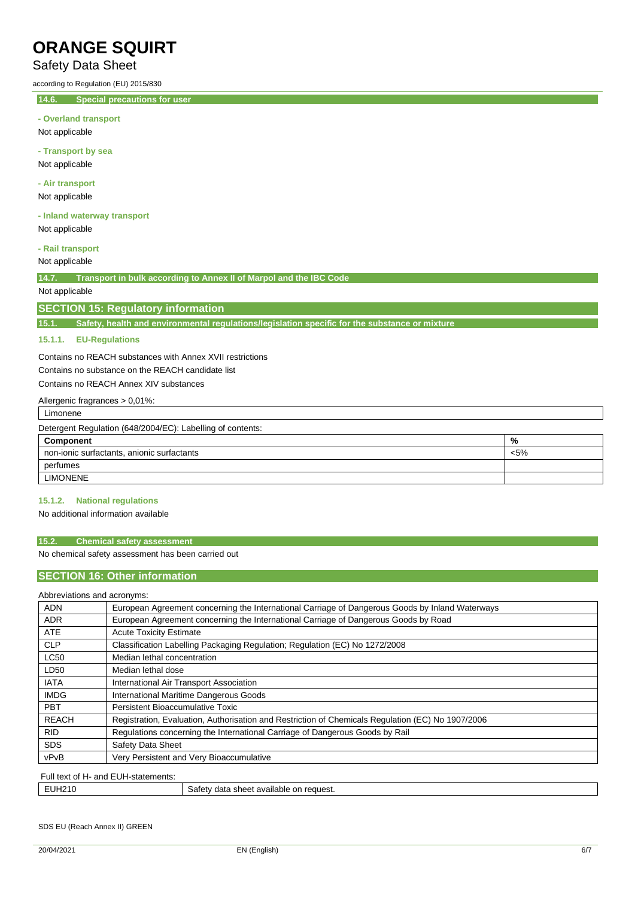#### 14.6. Special precautions for user

**- Overland transport**

Not applicable

**- Transport by sea**

Not applicable

**- Air transport**

Not applicable

**- Inland waterway transport**

Not applicable

**- Rail transport**

Not applicable

#### 14.7. Transport in bulk according to Annex II of Marpol and the IBC Code

Not applicable

## SECTION 15: Regulatory information

### 15.1. Safety, health and environmental regulations/legislation specific for the substance or mixture

#### 15.1.1. EU-Regulations

Contains no REACH substances with Annex XVII restrictions

Contains no substance on the REACH candidate list

Contains no REACH Annex XIV substances

Allergenic fragrances > 0,01%:

| Limonene |
|---|

Detergent Regulation (648/2004/EC): Labelling of contents:

| Component | % |
|---|---|
| non-ionic surfactants, anionic surfactants | <5% |
| perfumes | |
| LIMONENE | |

#### 15.1.2. National regulations

No additional information available

### 15.2. Chemical safety assessment

No chemical safety assessment has been carried out

## SECTION 16: Other information

Abbreviations and acronyms:

| | |
|---|---|
| ADN | European Agreement concerning the International Carriage of Dangerous Goods by Inland Waterways |
| ADR | European Agreement concerning the International Carriage of Dangerous Goods by Road |
| ATE | Acute Toxicity Estimate |
| CLP | Classification Labelling Packaging Regulation; Regulation (EC) No 1272/2008 |
| LC50 | Median lethal concentration |
| LD50 | Median lethal dose |
| IATA | International Air Transport Association |
| IMDG | International Maritime Dangerous Goods |
| PBT | Persistent Bioaccumulative Toxic |
| REACH | Registration, Evaluation, Authorisation and Restriction of Chemicals Regulation (EC) No 1907/2006 |
| RID | Regulations concerning the International Carriage of Dangerous Goods by Rail |
| SDS | Safety Data Sheet |
| vPvB | Very Persistent and Very Bioaccumulative |

Full text of H- and EUH-statements:

| | |
|---|---|
| EUH210 | Safety data sheet available on request. |

SDS EU (Reach Annex II) GREEN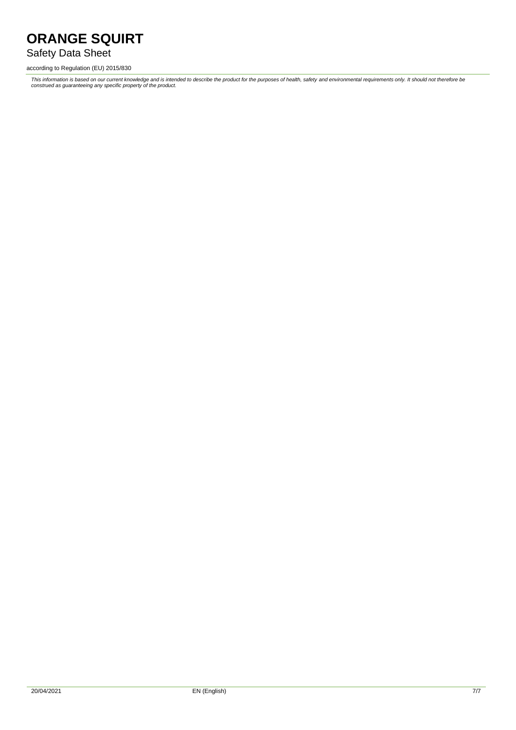*This information is based on our current knowledge and is intended to describe the product for the purposes of health, safety and environmental requirements only. It should not therefore be construed as guaranteeing any specific property of the product.*